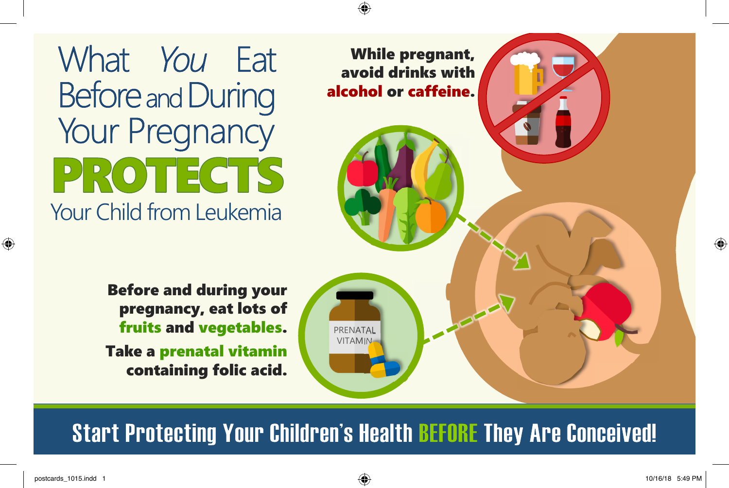# What You Eat Before and During Your Pregnancy PROTECTS Your Child from Leukemia

**While pregnant, avoid drinks with alcohol or caffeine.**

**Before and during your pregnancy, eat lots of fruits and vegetables.**

**Take a prenatal vitamin containing folic acid.**

PRENATAL VITAMIN

## Start Protecting Your Children's Health BEFORE They Are Conceived!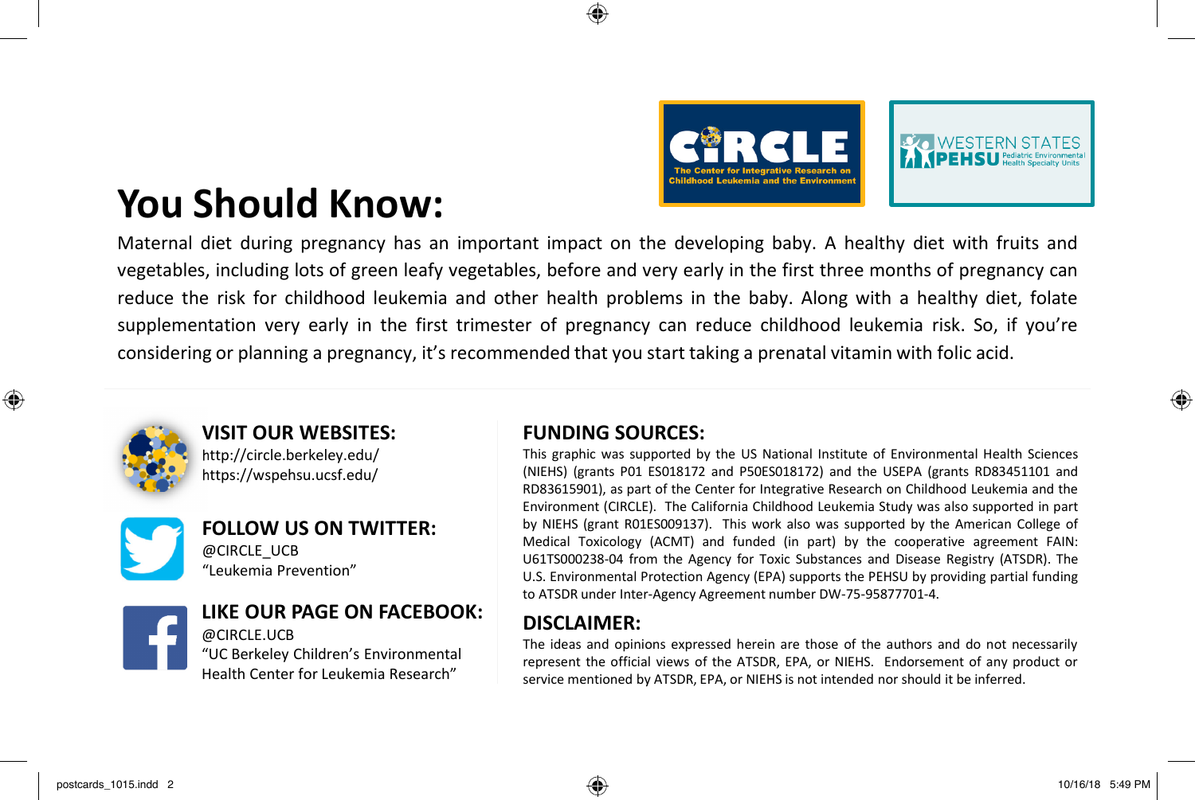CIRCLE
The Center for Integrative Research on Childhood Leukemia and the Environment

WESTERN STATES PEHSU Pediatric Environmental Health Specialty Units

# You Should Know:

Maternal diet during pregnancy has an important impact on the developing baby. A healthy diet with fruits and vegetables, including lots of green leafy vegetables, before and very early in the first three months of pregnancy can reduce the risk for childhood leukemia and other health problems in the baby. Along with a healthy diet, folate supplementation very early in the first trimester of pregnancy can reduce childhood leukemia risk. So, if you're considering or planning a pregnancy, it's recommended that you start taking a prenatal vitamin with folic acid.

## VISIT OUR WEBSITES:

http://circle.berkeley.edu/
https://wspehsu.ucsf.edu/

## FOLLOW US ON TWITTER:

@CIRCLE_UCB
"Leukemia Prevention"

## LIKE OUR PAGE ON FACEBOOK:

@CIRCLE.UCB
"UC Berkeley Children's Environmental Health Center for Leukemia Research"

## FUNDING SOURCES:

This graphic was supported by the US National Institute of Environmental Health Sciences (NIEHS) (grants P01 ES018172 and P50ES018172) and the USEPA (grants RD83451101 and RD83615901), as part of the Center for Integrative Research on Childhood Leukemia and the Environment (CIRCLE). The California Childhood Leukemia Study was also supported in part by NIEHS (grant R01ES009137). This work also was supported by the American College of Medical Toxicology (ACMT) and funded (in part) by the cooperative agreement FAIN: U61TS000238-04 from the Agency for Toxic Substances and Disease Registry (ATSDR). The U.S. Environmental Protection Agency (EPA) supports the PEHSU by providing partial funding to ATSDR under Inter-Agency Agreement number DW-75-95877701-4.

## DISCLAIMER:

The ideas and opinions expressed herein are those of the authors and do not necessarily represent the official views of the ATSDR, EPA, or NIEHS. Endorsement of any product or service mentioned by ATSDR, EPA, or NIEHS is not intended nor should it be inferred.